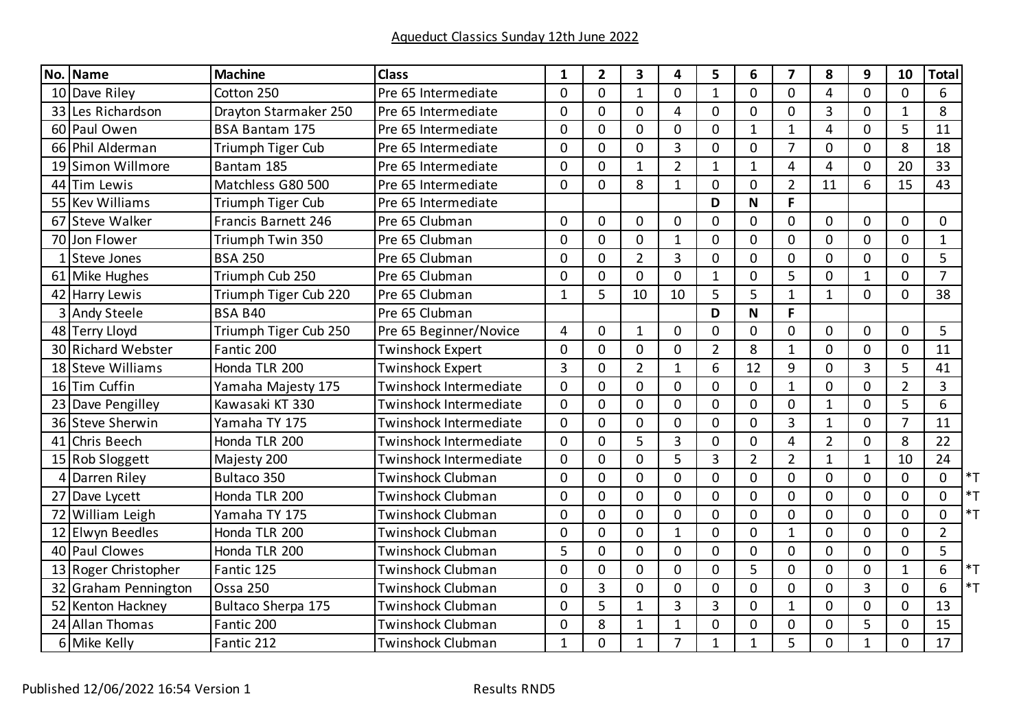Aqueduct Classics Sunday 12th June 2022

| No. | Name | Machine | Class | 1 | 2 | 3 | 4 | 5 | 6 | 7 | 8 | 9 | 10 | Total | |
|---|---|---|---|---|---|---|---|---|---|---|---|---|---|---|---|
| 10 | Dave Riley | Cotton 250 | Pre 65 Intermediate | 0 | 0 | 1 | 0 | 1 | 0 | 0 | 4 | 0 | 0 | 6 | |
| 33 | Les Richardson | Drayton Starmaker 250 | Pre 65 Intermediate | 0 | 0 | 0 | 4 | 0 | 0 | 0 | 3 | 0 | 1 | 8 | |
| 60 | Paul Owen | BSA Bantam 175 | Pre 65 Intermediate | 0 | 0 | 0 | 0 | 0 | 1 | 1 | 4 | 0 | 5 | 11 | |
| 66 | Phil Alderman | Triumph Tiger Cub | Pre 65 Intermediate | 0 | 0 | 0 | 3 | 0 | 0 | 7 | 0 | 0 | 8 | 18 | |
| 19 | Simon Willmore | Bantam 185 | Pre 65 Intermediate | 0 | 0 | 1 | 2 | 1 | 1 | 4 | 4 | 0 | 20 | 33 | |
| 44 | Tim Lewis | Matchless G80 500 | Pre 65 Intermediate | 0 | 0 | 8 | 1 | 0 | 0 | 2 | 11 | 6 | 15 | 43 | |
| 55 | Kev Williams | Triumph Tiger Cub | Pre 65 Intermediate | | | | | D | N | F | | | | | |
| 67 | Steve Walker | Francis Barnett 246 | Pre 65 Clubman | 0 | 0 | 0 | 0 | 0 | 0 | 0 | 0 | 0 | 0 | 0 | |
| 70 | Jon Flower | Triumph Twin 350 | Pre 65 Clubman | 0 | 0 | 0 | 1 | 0 | 0 | 0 | 0 | 0 | 0 | 1 | |
| 1 | Steve Jones | BSA 250 | Pre 65 Clubman | 0 | 0 | 2 | 3 | 0 | 0 | 0 | 0 | 0 | 0 | 5 | |
| 61 | Mike Hughes | Triumph Cub 250 | Pre 65 Clubman | 0 | 0 | 0 | 0 | 1 | 0 | 5 | 0 | 1 | 0 | 7 | |
| 42 | Harry Lewis | Triumph Tiger Cub 220 | Pre 65 Clubman | 1 | 5 | 10 | 10 | 5 | 5 | 1 | 1 | 0 | 0 | 38 | |
| 3 | Andy Steele | BSA B40 | Pre 65 Clubman | | | | | D | N | F | | | | | |
| 48 | Terry Lloyd | Triumph Tiger Cub 250 | Pre 65 Beginner/Novice | 4 | 0 | 1 | 0 | 0 | 0 | 0 | 0 | 0 | 0 | 5 | |
| 30 | Richard Webster | Fantic 200 | Twinshock Expert | 0 | 0 | 0 | 0 | 2 | 8 | 1 | 0 | 0 | 0 | 11 | |
| 18 | Steve Williams | Honda TLR 200 | Twinshock Expert | 3 | 0 | 2 | 1 | 6 | 12 | 9 | 0 | 3 | 5 | 41 | |
| 16 | Tim Cuffin | Yamaha Majesty 175 | Twinshock Intermediate | 0 | 0 | 0 | 0 | 0 | 0 | 1 | 0 | 0 | 2 | 3 | |
| 23 | Dave Pengilley | Kawasaki KT 330 | Twinshock Intermediate | 0 | 0 | 0 | 0 | 0 | 0 | 0 | 1 | 0 | 5 | 6 | |
| 36 | Steve Sherwin | Yamaha TY 175 | Twinshock Intermediate | 0 | 0 | 0 | 0 | 0 | 0 | 3 | 1 | 0 | 7 | 11 | |
| 41 | Chris Beech | Honda TLR 200 | Twinshock Intermediate | 0 | 0 | 5 | 3 | 0 | 0 | 4 | 2 | 0 | 8 | 22 | |
| 15 | Rob Sloggett | Majesty 200 | Twinshock Intermediate | 0 | 0 | 0 | 5 | 3 | 2 | 2 | 1 | 1 | 10 | 24 | |
| 4 | Darren Riley | Bultaco 350 | Twinshock Clubman | 0 | 0 | 0 | 0 | 0 | 0 | 0 | 0 | 0 | 0 | 0 | *T |
| 27 | Dave Lycett | Honda TLR 200 | Twinshock Clubman | 0 | 0 | 0 | 0 | 0 | 0 | 0 | 0 | 0 | 0 | 0 | *T |
| 72 | William Leigh | Yamaha TY 175 | Twinshock Clubman | 0 | 0 | 0 | 0 | 0 | 0 | 0 | 0 | 0 | 0 | 0 | *T |
| 12 | Elwyn Beedles | Honda TLR 200 | Twinshock Clubman | 0 | 0 | 0 | 1 | 0 | 0 | 1 | 0 | 0 | 0 | 2 | |
| 40 | Paul Clowes | Honda TLR 200 | Twinshock Clubman | 5 | 0 | 0 | 0 | 0 | 0 | 0 | 0 | 0 | 0 | 5 | |
| 13 | Roger Christopher | Fantic 125 | Twinshock Clubman | 0 | 0 | 0 | 0 | 0 | 5 | 0 | 0 | 0 | 1 | 6 | *T |
| 32 | Graham Pennington | Ossa 250 | Twinshock Clubman | 0 | 3 | 0 | 0 | 0 | 0 | 0 | 0 | 3 | 0 | 6 | *T |
| 52 | Kenton Hackney | Bultaco Sherpa 175 | Twinshock Clubman | 0 | 5 | 1 | 3 | 3 | 0 | 1 | 0 | 0 | 0 | 13 | |
| 24 | Allan Thomas | Fantic 200 | Twinshock Clubman | 0 | 8 | 1 | 1 | 0 | 0 | 0 | 0 | 5 | 0 | 15 | |
| 6 | Mike Kelly | Fantic 212 | Twinshock Clubman | 1 | 0 | 1 | 7 | 1 | 1 | 5 | 0 | 1 | 0 | 17 | |

Published 12/06/2022 16:54 Version 1

Results RND5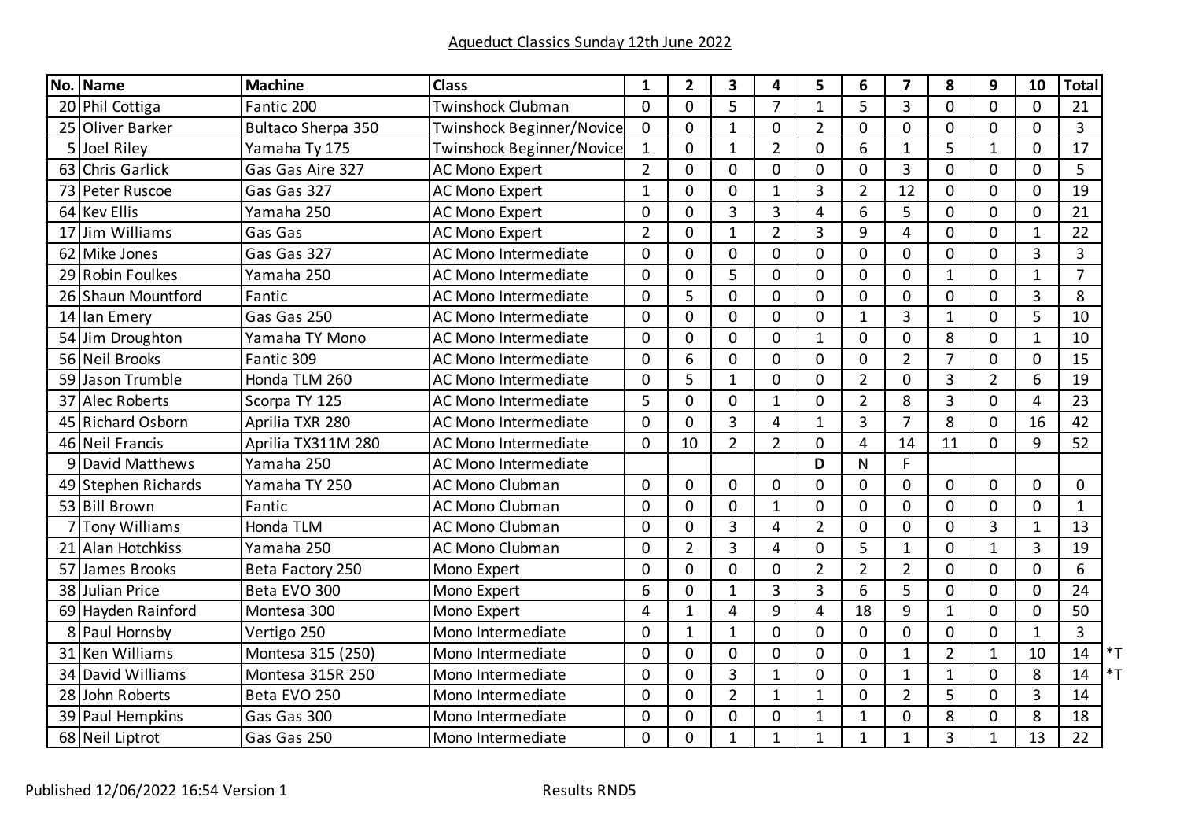Aqueduct Classics Sunday 12th June 2022

| No. | Name | Machine | Class | 1 | 2 | 3 | 4 | 5 | 6 | 7 | 8 | 9 | 10 | Total | |
|---|---|---|---|---|---|---|---|---|---|---|---|---|---|---|---|
| 20 | Phil Cottiga | Fantic 200 | Twinshock Clubman | 0 | 0 | 5 | 7 | 1 | 5 | 3 | 0 | 0 | 0 | 21 | |
| 25 | Oliver Barker | Bultaco Sherpa 350 | Twinshock Beginner/Novice | 0 | 0 | 1 | 0 | 2 | 0 | 0 | 0 | 0 | 0 | 3 | |
| 5 | Joel Riley | Yamaha Ty 175 | Twinshock Beginner/Novice | 1 | 0 | 1 | 2 | 0 | 6 | 1 | 5 | 1 | 0 | 17 | |
| 63 | Chris Garlick | Gas Gas Aire 327 | AC Mono Expert | 2 | 0 | 0 | 0 | 0 | 0 | 3 | 0 | 0 | 0 | 5 | |
| 73 | Peter Ruscoe | Gas Gas 327 | AC Mono Expert | 1 | 0 | 0 | 1 | 3 | 2 | 12 | 0 | 0 | 0 | 19 | |
| 64 | Kev Ellis | Yamaha 250 | AC Mono Expert | 0 | 0 | 3 | 3 | 4 | 6 | 5 | 0 | 0 | 0 | 21 | |
| 17 | Jim Williams | Gas Gas | AC Mono Expert | 2 | 0 | 1 | 2 | 3 | 9 | 4 | 0 | 0 | 1 | 22 | |
| 62 | Mike Jones | Gas Gas 327 | AC Mono Intermediate | 0 | 0 | 0 | 0 | 0 | 0 | 0 | 0 | 0 | 3 | 3 | |
| 29 | Robin Foulkes | Yamaha 250 | AC Mono Intermediate | 0 | 0 | 5 | 0 | 0 | 0 | 0 | 1 | 0 | 1 | 7 | |
| 26 | Shaun Mountford | Fantic | AC Mono Intermediate | 0 | 5 | 0 | 0 | 0 | 0 | 0 | 0 | 0 | 3 | 8 | |
| 14 | Ian Emery | Gas Gas 250 | AC Mono Intermediate | 0 | 0 | 0 | 0 | 0 | 1 | 3 | 1 | 0 | 5 | 10 | |
| 54 | Jim Droughton | Yamaha TY Mono | AC Mono Intermediate | 0 | 0 | 0 | 0 | 1 | 0 | 0 | 8 | 0 | 1 | 10 | |
| 56 | Neil Brooks | Fantic 309 | AC Mono Intermediate | 0 | 6 | 0 | 0 | 0 | 0 | 2 | 7 | 0 | 0 | 15 | |
| 59 | Jason Trumble | Honda TLM 260 | AC Mono Intermediate | 0 | 5 | 1 | 0 | 0 | 2 | 0 | 3 | 2 | 6 | 19 | |
| 37 | Alec Roberts | Scorpa TY 125 | AC Mono Intermediate | 5 | 0 | 0 | 1 | 0 | 2 | 8 | 3 | 0 | 4 | 23 | |
| 45 | Richard Osborn | Aprilia TXR 280 | AC Mono Intermediate | 0 | 0 | 3 | 4 | 1 | 3 | 7 | 8 | 0 | 16 | 42 | |
| 46 | Neil Francis | Aprilia TX311M 280 | AC Mono Intermediate | 0 | 10 | 2 | 2 | 0 | 4 | 14 | 11 | 0 | 9 | 52 | |
| 9 | David Matthews | Yamaha 250 | AC Mono Intermediate | | | | | D | N | F | | | | | |
| 49 | Stephen Richards | Yamaha TY 250 | AC Mono Clubman | 0 | 0 | 0 | 0 | 0 | 0 | 0 | 0 | 0 | 0 | 0 | |
| 53 | Bill Brown | Fantic | AC Mono Clubman | 0 | 0 | 0 | 1 | 0 | 0 | 0 | 0 | 0 | 0 | 1 | |
| 7 | Tony Williams | Honda TLM | AC Mono Clubman | 0 | 0 | 3 | 4 | 2 | 0 | 0 | 0 | 3 | 1 | 13 | |
| 21 | Alan Hotchkiss | Yamaha 250 | AC Mono Clubman | 0 | 2 | 3 | 4 | 0 | 5 | 1 | 0 | 1 | 3 | 19 | |
| 57 | James Brooks | Beta Factory 250 | Mono Expert | 0 | 0 | 0 | 0 | 2 | 2 | 2 | 0 | 0 | 0 | 6 | |
| 38 | Julian Price | Beta EVO 300 | Mono Expert | 6 | 0 | 1 | 3 | 3 | 6 | 5 | 0 | 0 | 0 | 24 | |
| 69 | Hayden Rainford | Montesa 300 | Mono Expert | 4 | 1 | 4 | 9 | 4 | 18 | 9 | 1 | 0 | 0 | 50 | |
| 8 | Paul Hornsby | Vertigo 250 | Mono Intermediate | 0 | 1 | 1 | 0 | 0 | 0 | 0 | 0 | 0 | 1 | 3 | |
| 31 | Ken Williams | Montesa 315 (250) | Mono Intermediate | 0 | 0 | 0 | 0 | 0 | 0 | 1 | 2 | 1 | 10 | 14 | *T |
| 34 | David Williams | Montesa 315R 250 | Mono Intermediate | 0 | 0 | 3 | 1 | 0 | 0 | 1 | 1 | 0 | 8 | 14 | *T |
| 28 | John Roberts | Beta EVO 250 | Mono Intermediate | 0 | 0 | 2 | 1 | 1 | 0 | 2 | 5 | 0 | 3 | 14 | |
| 39 | Paul Hempkins | Gas Gas 300 | Mono Intermediate | 0 | 0 | 0 | 0 | 1 | 1 | 0 | 8 | 0 | 8 | 18 | |
| 68 | Neil Liptrot | Gas Gas 250 | Mono Intermediate | 0 | 0 | 1 | 1 | 1 | 1 | 1 | 3 | 1 | 13 | 22 | |

Published 12/06/2022 16:54 Version 1

Results RND5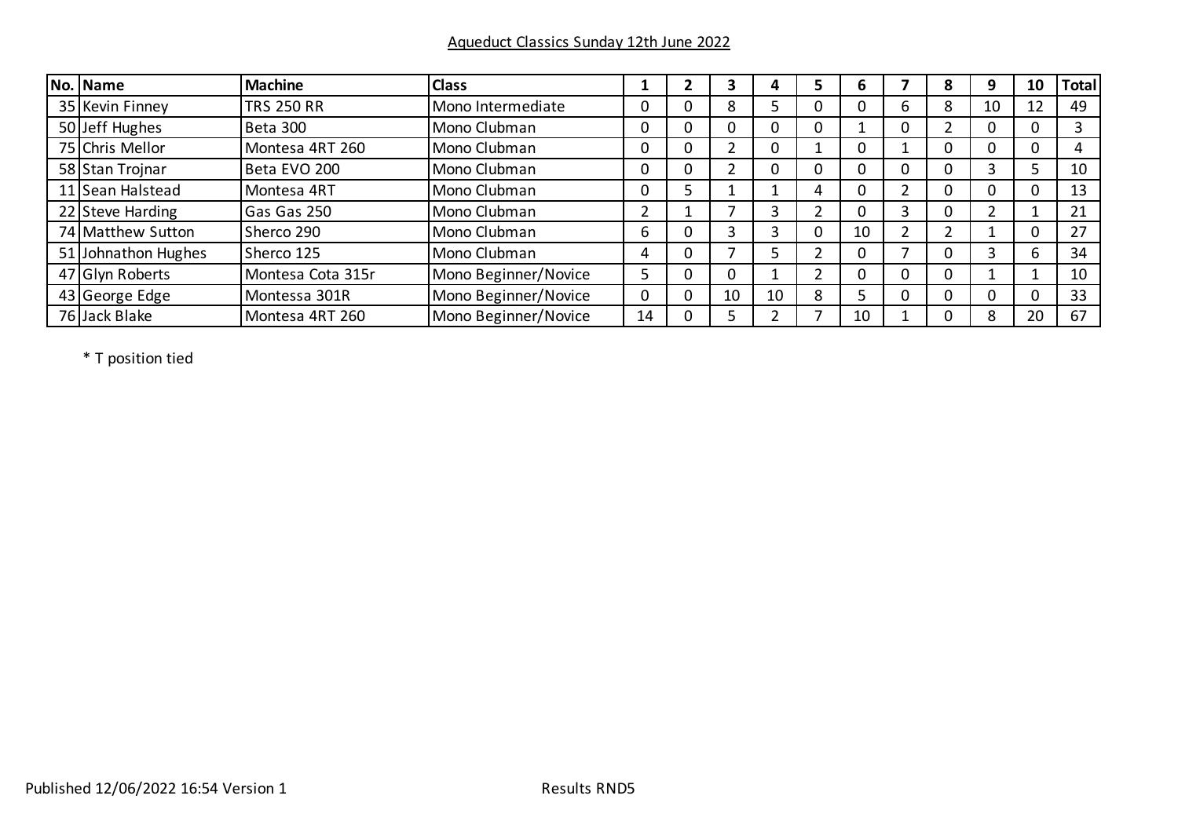Aqueduct Classics Sunday 12th June 2022

| No. | Name | Machine | Class | 1 | 2 | 3 | 4 | 5 | 6 | 7 | 8 | 9 | 10 | Total |
|---|---|---|---|---|---|---|---|---|---|---|---|---|---|---|
| 35 | Kevin Finney | TRS 250 RR | Mono Intermediate | 0 | 0 | 8 | 5 | 0 | 0 | 6 | 8 | 10 | 12 | 49 |
| 50 | Jeff Hughes | Beta 300 | Mono Clubman | 0 | 0 | 0 | 0 | 0 | 1 | 0 | 2 | 0 | 0 | 3 |
| 75 | Chris Mellor | Montesa 4RT 260 | Mono Clubman | 0 | 0 | 2 | 0 | 1 | 0 | 1 | 0 | 0 | 0 | 4 |
| 58 | Stan Trojnar | Beta EVO 200 | Mono Clubman | 0 | 0 | 2 | 0 | 0 | 0 | 0 | 0 | 3 | 5 | 10 |
| 11 | Sean Halstead | Montesa 4RT | Mono Clubman | 0 | 5 | 1 | 1 | 4 | 0 | 2 | 0 | 0 | 0 | 13 |
| 22 | Steve Harding | Gas Gas 250 | Mono Clubman | 2 | 1 | 7 | 3 | 2 | 0 | 3 | 0 | 2 | 1 | 21 |
| 74 | Matthew Sutton | Sherco 290 | Mono Clubman | 6 | 0 | 3 | 3 | 0 | 10 | 2 | 2 | 1 | 0 | 27 |
| 51 | Johnathon Hughes | Sherco 125 | Mono Clubman | 4 | 0 | 7 | 5 | 2 | 0 | 7 | 0 | 3 | 6 | 34 |
| 47 | Glyn Roberts | Montesa Cota 315r | Mono Beginner/Novice | 5 | 0 | 0 | 1 | 2 | 0 | 0 | 0 | 1 | 1 | 10 |
| 43 | George Edge | Montessa 301R | Mono Beginner/Novice | 0 | 0 | 10 | 10 | 8 | 5 | 0 | 0 | 0 | 0 | 33 |
| 76 | Jack Blake | Montesa 4RT 260 | Mono Beginner/Novice | 14 | 0 | 5 | 2 | 7 | 10 | 1 | 0 | 8 | 20 | 67 |

* T position tied

Published 12/06/2022 16:54 Version 1

Results RND5